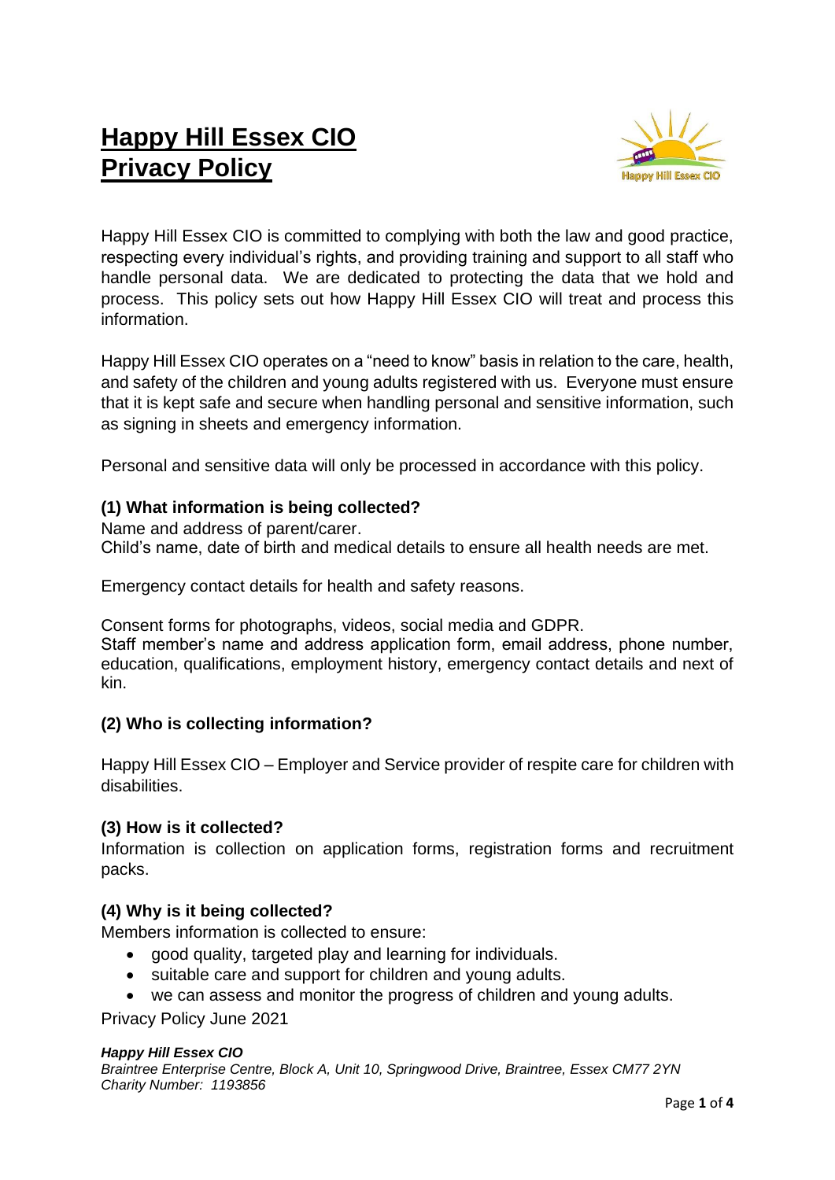# Happy Hill Essex CIO
# Privacy Policy

Happy Hill Essex CIO is committed to complying with both the law and good practice, respecting every individual's rights, and providing training and support to all staff who handle personal data. We are dedicated to protecting the data that we hold and process. This policy sets out how Happy Hill Essex CIO will treat and process this information.

Happy Hill Essex CIO operates on a "need to know" basis in relation to the care, health, and safety of the children and young adults registered with us. Everyone must ensure that it is kept safe and secure when handling personal and sensitive information, such as signing in sheets and emergency information.

Personal and sensitive data will only be processed in accordance with this policy.

### (1) What information is being collected?

Name and address of parent/carer.
Child's name, date of birth and medical details to ensure all health needs are met.

Emergency contact details for health and safety reasons.

Consent forms for photographs, videos, social media and GDPR.
Staff member's name and address application form, email address, phone number, education, qualifications, employment history, emergency contact details and next of kin.

### (2) Who is collecting information?

Happy Hill Essex CIO – Employer and Service provider of respite care for children with disabilities.

### (3) How is it collected?

Information is collection on application forms, registration forms and recruitment packs.

### (4) Why is it being collected?

Members information is collected to ensure:

- good quality, targeted play and learning for individuals.
- suitable care and support for children and young adults.
- we can assess and monitor the progress of children and young adults.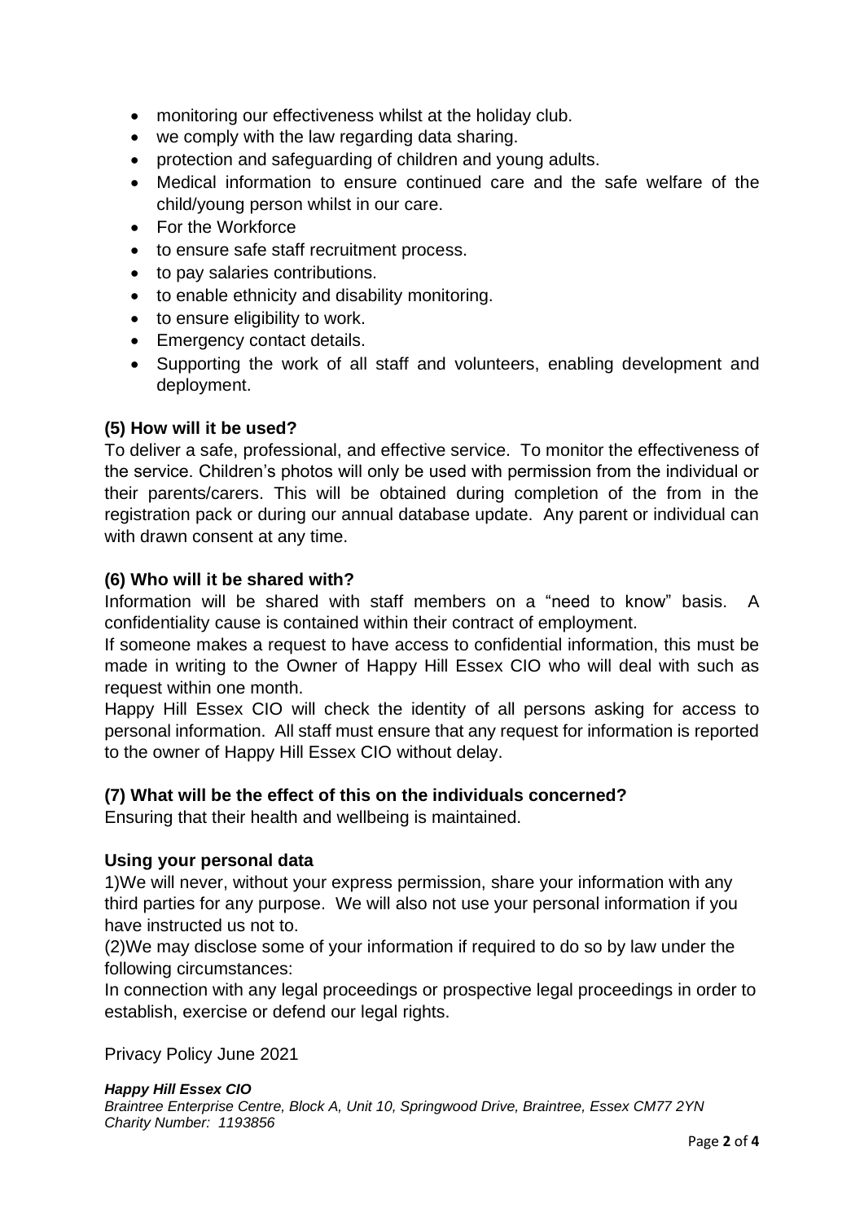- monitoring our effectiveness whilst at the holiday club.
- we comply with the law regarding data sharing.
- protection and safeguarding of children and young adults.
- Medical information to ensure continued care and the safe welfare of the child/young person whilst in our care.
- For the Workforce
- to ensure safe staff recruitment process.
- to pay salaries contributions.
- to enable ethnicity and disability monitoring.
- to ensure eligibility to work.
- Emergency contact details.
- Supporting the work of all staff and volunteers, enabling development and deployment.

**(5) How will it be used?**

To deliver a safe, professional, and effective service. To monitor the effectiveness of the service. Children's photos will only be used with permission from the individual or their parents/carers. This will be obtained during completion of the from in the registration pack or during our annual database update. Any parent or individual can with drawn consent at any time.

**(6) Who will it be shared with?**

Information will be shared with staff members on a "need to know" basis. A confidentiality cause is contained within their contract of employment.

If someone makes a request to have access to confidential information, this must be made in writing to the Owner of Happy Hill Essex CIO who will deal with such as request within one month.

Happy Hill Essex CIO will check the identity of all persons asking for access to personal information. All staff must ensure that any request for information is reported to the owner of Happy Hill Essex CIO without delay.

**(7) What will be the effect of this on the individuals concerned?**

Ensuring that their health and wellbeing is maintained.

**Using your personal data**

1)We will never, without your express permission, share your information with any third parties for any purpose. We will also not use your personal information if you have instructed us not to.

(2)We may disclose some of your information if required to do so by law under the following circumstances:

In connection with any legal proceedings or prospective legal proceedings in order to establish, exercise or defend our legal rights.

Privacy Policy June 2021

***Happy Hill Essex CIO***
*Braintree Enterprise Centre, Block A, Unit 10, Springwood Drive, Braintree, Essex CM77 2YN*
*Charity Number: 1193856*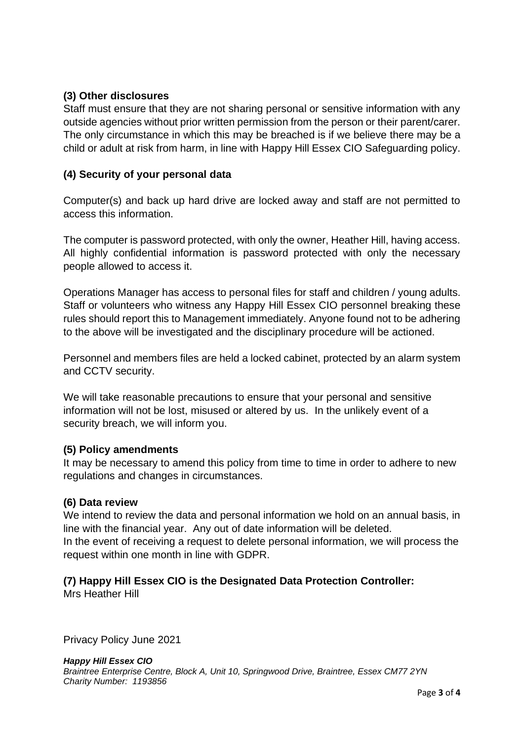**(3) Other disclosures**

Staff must ensure that they are not sharing personal or sensitive information with any outside agencies without prior written permission from the person or their parent/carer. The only circumstance in which this may be breached is if we believe there may be a child or adult at risk from harm, in line with Happy Hill Essex CIO Safeguarding policy.

**(4) Security of your personal data**

Computer(s) and back up hard drive are locked away and staff are not permitted to access this information.

The computer is password protected, with only the owner, Heather Hill, having access. All highly confidential information is password protected with only the necessary people allowed to access it.

Operations Manager has access to personal files for staff and children / young adults. Staff or volunteers who witness any Happy Hill Essex CIO personnel breaking these rules should report this to Management immediately. Anyone found not to be adhering to the above will be investigated and the disciplinary procedure will be actioned.

Personnel and members files are held a locked cabinet, protected by an alarm system and CCTV security.

We will take reasonable precautions to ensure that your personal and sensitive information will not be lost, misused or altered by us. In the unlikely event of a security breach, we will inform you.

**(5) Policy amendments**

It may be necessary to amend this policy from time to time in order to adhere to new regulations and changes in circumstances.

**(6) Data review**

We intend to review the data and personal information we hold on an annual basis, in line with the financial year. Any out of date information will be deleted.
In the event of receiving a request to delete personal information, we will process the request within one month in line with GDPR.

**(7) Happy Hill Essex CIO is the Designated Data Protection Controller:**
Mrs Heather Hill

Privacy Policy June 2021

***Happy Hill Essex CIO***
*Braintree Enterprise Centre, Block A, Unit 10, Springwood Drive, Braintree, Essex CM77 2YN*
*Charity Number: 1193856*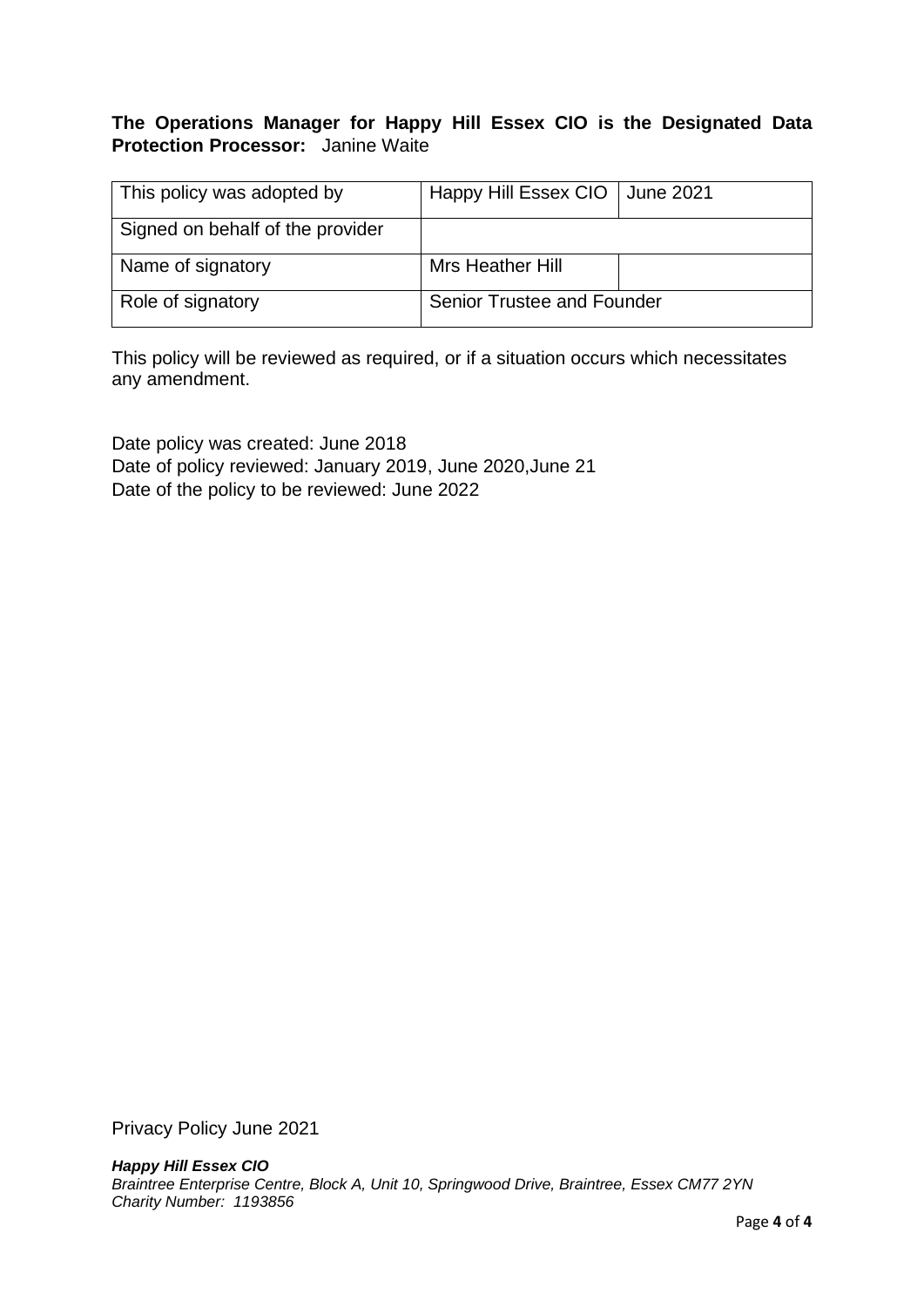**The Operations Manager for Happy Hill Essex CIO is the Designated Data Protection Processor:** Janine Waite

| | | |
|---|---|---|
| This policy was adopted by | Happy Hill Essex CIO | June 2021 |
| Signed on behalf of the provider | | |
| Name of signatory | Mrs Heather Hill | |
| Role of signatory | Senior Trustee and Founder | |

This policy will be reviewed as required, or if a situation occurs which necessitates any amendment.

Date policy was created: June 2018
Date of policy reviewed: January 2019, June 2020,June 21
Date of the policy to be reviewed: June 2022

Privacy Policy June 2021

***Happy Hill Essex CIO***
*Braintree Enterprise Centre, Block A, Unit 10, Springwood Drive, Braintree, Essex CM77 2YN*
*Charity Number: 1193856*